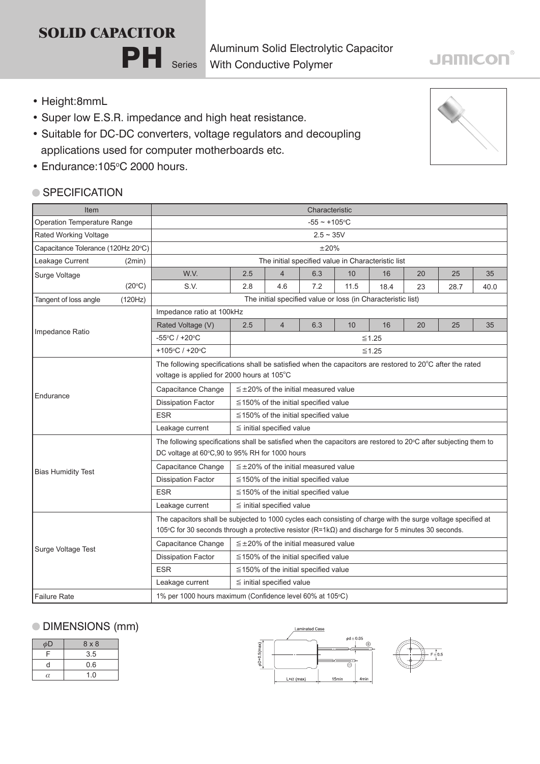# SOLID CAPACITOR

## PH Series

Aluminum Solid Electrolytic Capacitor With Conductive Polymer

JAMICON®

- Height:8mmL
- Super low E.S.R. impedance and high heat resistance.
- Suitable for DC-DC converters, voltage regulators and decoupling applications used for computer motherboards etc.
- Endurance:105°C 2000 hours.

### SPECIFICATION

| Item | Characteristic | | | | | | | | |
|---|---|---|---|---|---|---|---|---|---|
| Operation Temperature Range | -55 ~ +105°C | | | | | | | | |
| Rated Working Voltage | 2.5 ~ 35V | | | | | | | | |
| Capacitance Tolerance (120Hz 20°C) | ±20% | | | | | | | | |
| Leakage Current (2min) | The initial specified value in Characteristic list | | | | | | | | |
| Surge Voltage (20°C) | W.V. | 2.5 | 4 | 6.3 | 10 | 16 | 20 | 25 | 35 |
| | S.V. | 2.8 | 4.6 | 7.2 | 11.5 | 18.4 | 23 | 28.7 | 40.0 |
| Tangent of loss angle (120Hz) | The initial specified value or loss (in Characteristic list) | | | | | | | | |
| Impedance Ratio | Impedance ratio at 100kHz | | | | | | | | |
| | Rated Voltage (V) | 2.5 | 4 | 6.3 | 10 | 16 | 20 | 25 | 35 |
| | -55°C / +20°C | ≦1.25 | | | | | | | |
| | +105°C / +20°C | ≦1.25 | | | | | | | |
| Endurance | The following specifications shall be satisfied when the capacitors are restored to 20°C after the rated voltage is applied for 2000 hours at 105°C | | | | | | | | |
| | Capacitance Change | ≦±20% of the initial measured value | | | | | | | |
| | Dissipation Factor | ≦150% of the initial specified value | | | | | | | |
| | ESR | ≦150% of the initial specified value | | | | | | | |
| | Leakage current | ≦ initial specified value | | | | | | | |
| Bias Humidity Test | The following specifications shall be satisfied when the capacitors are restored to 20°C after subjecting them to DC voltage at 60°C,90 to 95% RH for 1000 hours | | | | | | | | |
| | Capacitance Change | ≦±20% of the initial measured value | | | | | | | |
| | Dissipation Factor | ≦150% of the initial specified value | | | | | | | |
| | ESR | ≦150% of the initial specified value | | | | | | | |
| | Leakage current | ≦ initial specified value | | | | | | | |
| Surge Voltage Test | The capacitors shall be subjected to 1000 cycles each consisting of charge with the surge voltage specified at 105°C for 30 seconds through a protective resistor (R=1kΩ) and discharge for 5 minutes 30 seconds. | | | | | | | | |
| | Capacitance Change | ≦±20% of the initial measured value | | | | | | | |
| | Dissipation Factor | ≦150% of the initial specified value | | | | | | | |
| | ESR | ≦150% of the initial specified value | | | | | | | |
| | Leakage current | ≦ initial specified value | | | | | | | |
| Failure Rate | 1% per 1000 hours maximum (Confidence level 60% at 105°C) | | | | | | | | |

### DIMENSIONS (mm)

| $\phi$D | 8 x 8 |
|---|---|
| F | 3.5 |
| d | 0.6 |
| $\alpha$ | 1.0 |

Laminated Case

$\phi$D+0.5(max)

$\phi$d ± 0.05

L+$\alpha$ (max) 15min 4min

F ± 0.5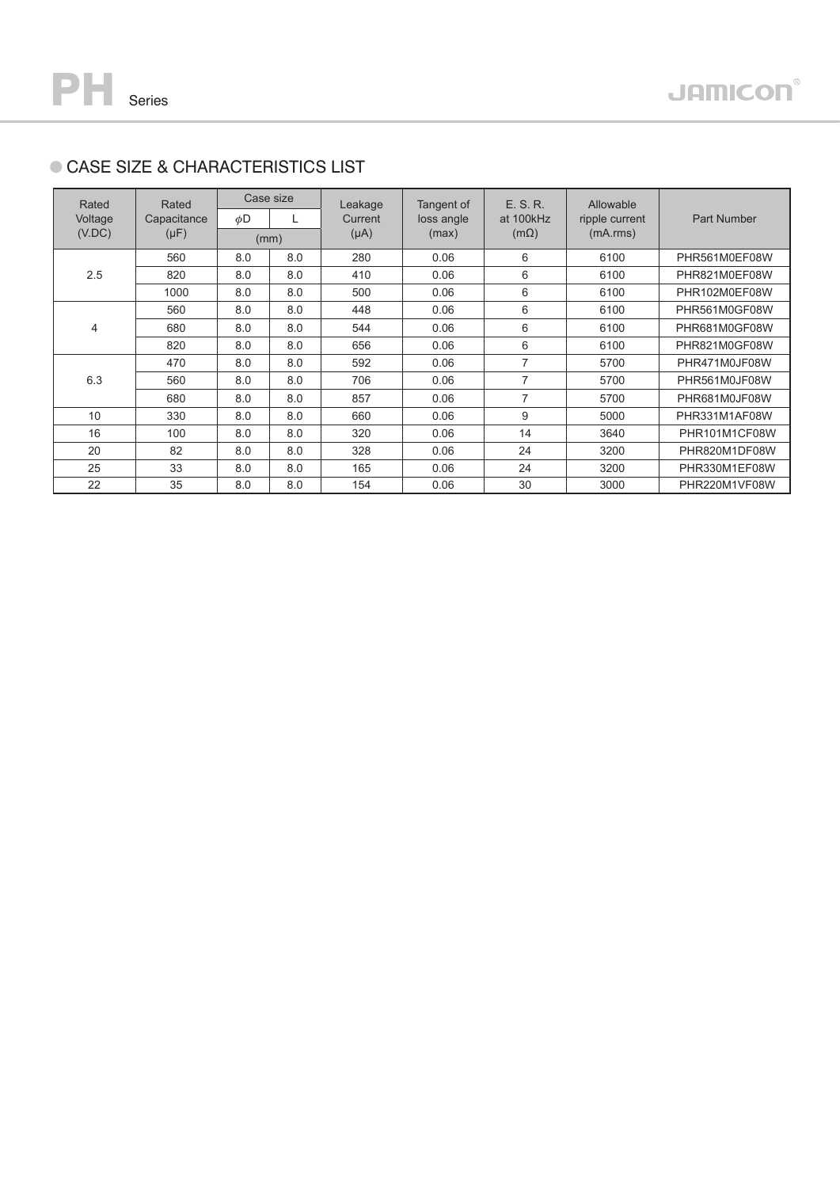# PH Series

## ● CASE SIZE & CHARACTERISTICS LIST

| Rated Voltage (V.DC) | Rated Capacitance (μF) | Case size (mm) | | Leakage Current (μA) | Tangent of loss angle (max) | E. S. R. at 100kHz (mΩ) | Allowable ripple current (mA.rms) | Part Number |
|---|---|---|---|---|---|---|---|---|
| | | ϕD | L | | | | | |
| 2.5 | 560 | 8.0 | 8.0 | 280 | 0.06 | 6 | 6100 | PHR561M0EF08W |
| | 820 | 8.0 | 8.0 | 410 | 0.06 | 6 | 6100 | PHR821M0EF08W |
| | 1000 | 8.0 | 8.0 | 500 | 0.06 | 6 | 6100 | PHR102M0EF08W |
| 4 | 560 | 8.0 | 8.0 | 448 | 0.06 | 6 | 6100 | PHR561M0GF08W |
| | 680 | 8.0 | 8.0 | 544 | 0.06 | 6 | 6100 | PHR681M0GF08W |
| | 820 | 8.0 | 8.0 | 656 | 0.06 | 6 | 6100 | PHR821M0GF08W |
| 6.3 | 470 | 8.0 | 8.0 | 592 | 0.06 | 7 | 5700 | PHR471M0JF08W |
| | 560 | 8.0 | 8.0 | 706 | 0.06 | 7 | 5700 | PHR561M0JF08W |
| | 680 | 8.0 | 8.0 | 857 | 0.06 | 7 | 5700 | PHR681M0JF08W |
| 10 | 330 | 8.0 | 8.0 | 660 | 0.06 | 9 | 5000 | PHR331M1AF08W |
| 16 | 100 | 8.0 | 8.0 | 320 | 0.06 | 14 | 3640 | PHR101M1CF08W |
| 20 | 82 | 8.0 | 8.0 | 328 | 0.06 | 24 | 3200 | PHR820M1DF08W |
| 25 | 33 | 8.0 | 8.0 | 165 | 0.06 | 24 | 3200 | PHR330M1EF08W |
| 22 | 35 | 8.0 | 8.0 | 154 | 0.06 | 30 | 3000 | PHR220M1VF08W |